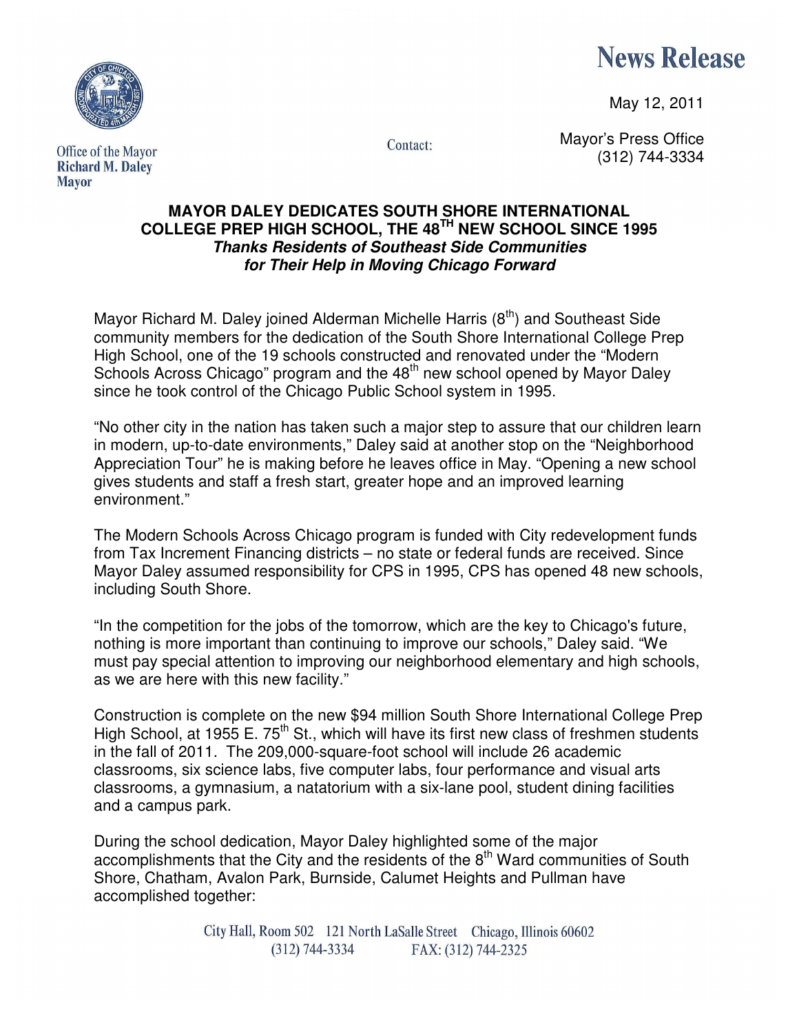# News Release

May 12, 2011

Office of the Mayor
**Richard M. Daley**
**Mayor**

Contact: Mayor's Press Office
(312) 744-3334

## MAYOR DALEY DEDICATES SOUTH SHORE INTERNATIONAL COLLEGE PREP HIGH SCHOOL, THE 48TH NEW SCHOOL SINCE 1995

***Thanks Residents of Southeast Side Communities for Their Help in Moving Chicago Forward***

Mayor Richard M. Daley joined Alderman Michelle Harris (8th) and Southeast Side community members for the dedication of the South Shore International College Prep High School, one of the 19 schools constructed and renovated under the "Modern Schools Across Chicago" program and the 48th new school opened by Mayor Daley since he took control of the Chicago Public School system in 1995.

"No other city in the nation has taken such a major step to assure that our children learn in modern, up-to-date environments," Daley said at another stop on the "Neighborhood Appreciation Tour" he is making before he leaves office in May. "Opening a new school gives students and staff a fresh start, greater hope and an improved learning environment."

The Modern Schools Across Chicago program is funded with City redevelopment funds from Tax Increment Financing districts – no state or federal funds are received. Since Mayor Daley assumed responsibility for CPS in 1995, CPS has opened 48 new schools, including South Shore.

"In the competition for the jobs of the tomorrow, which are the key to Chicago's future, nothing is more important than continuing to improve our schools," Daley said. "We must pay special attention to improving our neighborhood elementary and high schools, as we are here with this new facility."

Construction is complete on the new $94 million South Shore International College Prep High School, at 1955 E. 75th St., which will have its first new class of freshmen students in the fall of 2011. The 209,000-square-foot school will include 26 academic classrooms, six science labs, five computer labs, four performance and visual arts classrooms, a gymnasium, a natatorium with a six-lane pool, student dining facilities and a campus park.

During the school dedication, Mayor Daley highlighted some of the major accomplishments that the City and the residents of the 8th Ward communities of South Shore, Chatham, Avalon Park, Burnside, Calumet Heights and Pullman have accomplished together:

City Hall, Room 502 121 North LaSalle Street Chicago, Illinois 60602
(312) 744-3334 FAX: (312) 744-2325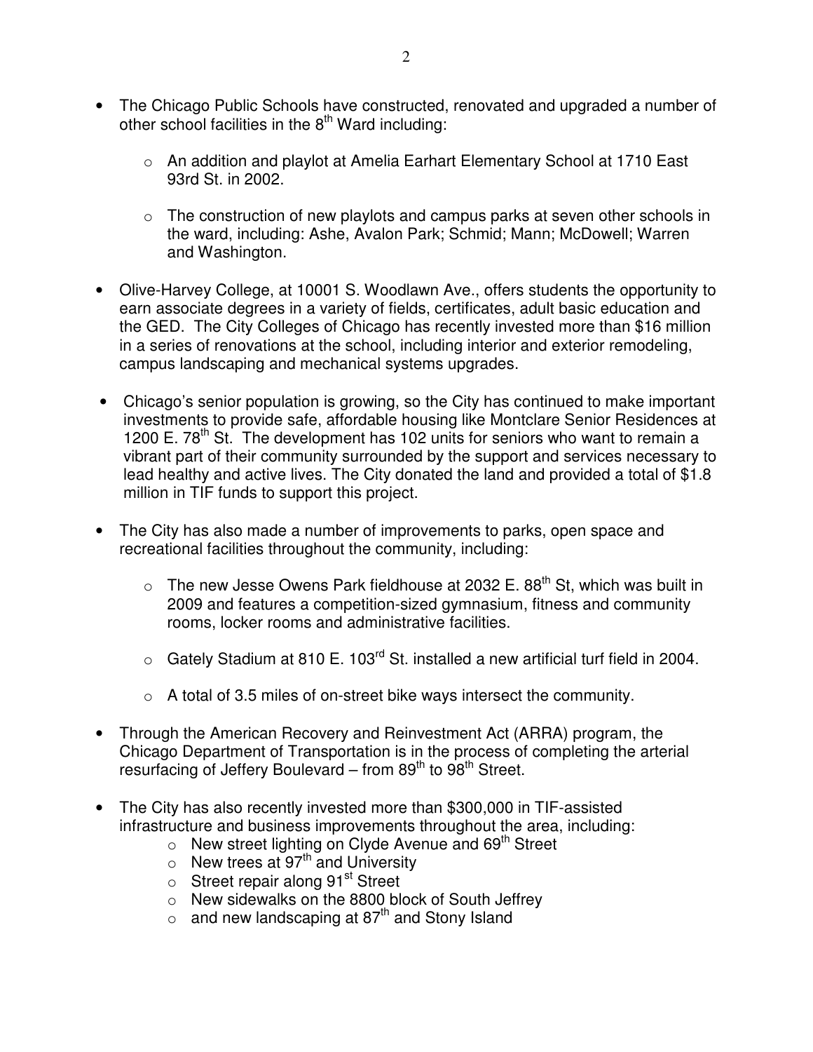- The Chicago Public Schools have constructed, renovated and upgraded a number of other school facilities in the 8th Ward including:
    - An addition and playlot at Amelia Earhart Elementary School at 1710 East 93rd St. in 2002.
    - The construction of new playlots and campus parks at seven other schools in the ward, including: Ashe, Avalon Park; Schmid; Mann; McDowell; Warren and Washington.
- Olive-Harvey College, at 10001 S. Woodlawn Ave., offers students the opportunity to earn associate degrees in a variety of fields, certificates, adult basic education and the GED. The City Colleges of Chicago has recently invested more than $16 million in a series of renovations at the school, including interior and exterior remodeling, campus landscaping and mechanical systems upgrades.
- Chicago's senior population is growing, so the City has continued to make important investments to provide safe, affordable housing like Montclare Senior Residences at 1200 E. 78th St. The development has 102 units for seniors who want to remain a vibrant part of their community surrounded by the support and services necessary to lead healthy and active lives. The City donated the land and provided a total of $1.8 million in TIF funds to support this project.
- The City has also made a number of improvements to parks, open space and recreational facilities throughout the community, including:
    - The new Jesse Owens Park fieldhouse at 2032 E. 88th St, which was built in 2009 and features a competition-sized gymnasium, fitness and community rooms, locker rooms and administrative facilities.
    - Gately Stadium at 810 E. 103rd St. installed a new artificial turf field in 2004.
    - A total of 3.5 miles of on-street bike ways intersect the community.
- Through the American Recovery and Reinvestment Act (ARRA) program, the Chicago Department of Transportation is in the process of completing the arterial resurfacing of Jeffery Boulevard – from 89th to 98th Street.
- The City has also recently invested more than $300,000 in TIF-assisted infrastructure and business improvements throughout the area, including:
    - New street lighting on Clyde Avenue and 69th Street
    - New trees at 97th and University
    - Street repair along 91st Street
    - New sidewalks on the 8800 block of South Jeffrey
    - and new landscaping at 87th and Stony Island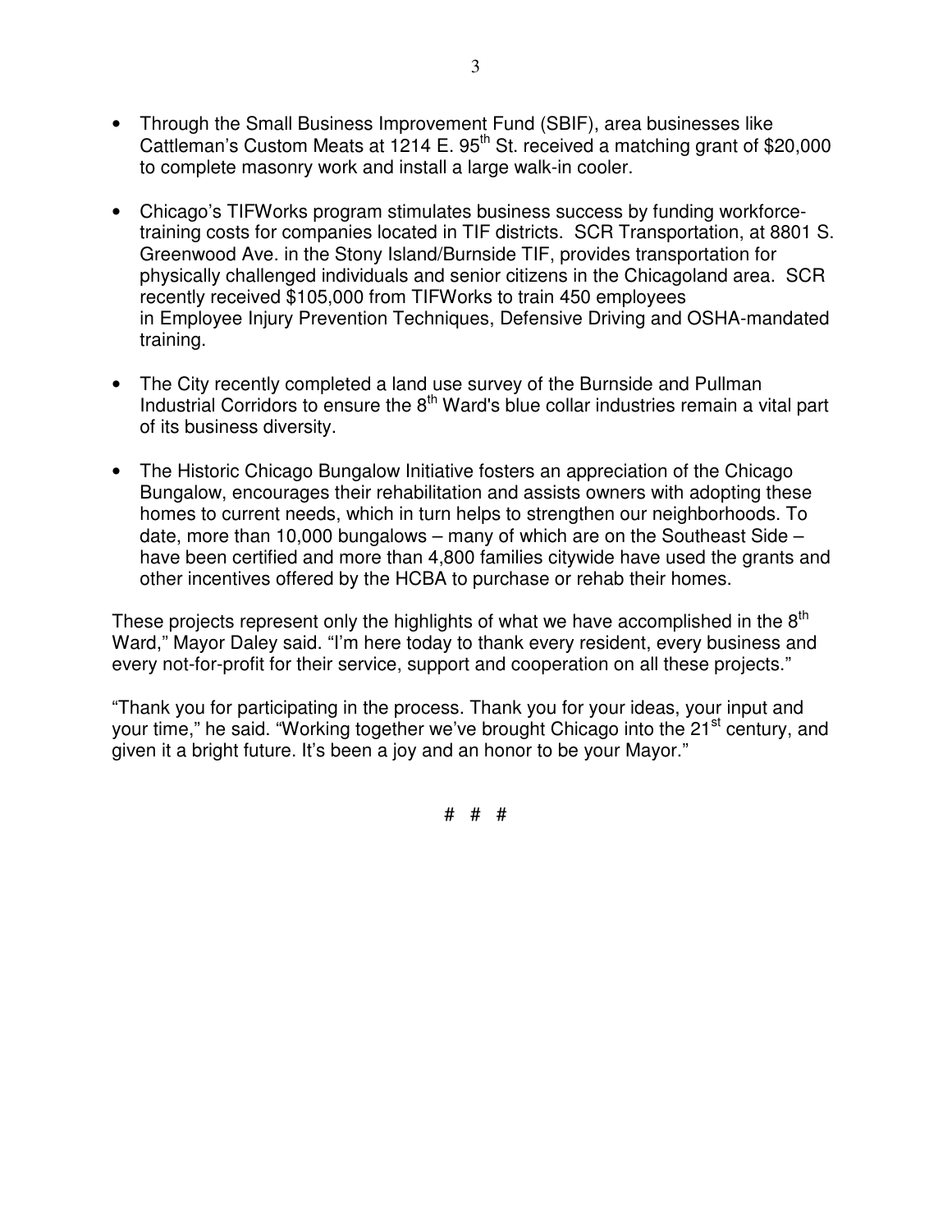- Through the Small Business Improvement Fund (SBIF), area businesses like Cattleman's Custom Meats at 1214 E. 95th St. received a matching grant of $20,000 to complete masonry work and install a large walk-in cooler.

- Chicago's TIFWorks program stimulates business success by funding workforce-training costs for companies located in TIF districts. SCR Transportation, at 8801 S. Greenwood Ave. in the Stony Island/Burnside TIF, provides transportation for physically challenged individuals and senior citizens in the Chicagoland area. SCR recently received $105,000 from TIFWorks to train 450 employees in Employee Injury Prevention Techniques, Defensive Driving and OSHA-mandated training.

- The City recently completed a land use survey of the Burnside and Pullman Industrial Corridors to ensure the 8th Ward's blue collar industries remain a vital part of its business diversity.

- The Historic Chicago Bungalow Initiative fosters an appreciation of the Chicago Bungalow, encourages their rehabilitation and assists owners with adopting these homes to current needs, which in turn helps to strengthen our neighborhoods. To date, more than 10,000 bungalows – many of which are on the Southeast Side – have been certified and more than 4,800 families citywide have used the grants and other incentives offered by the HCBA to purchase or rehab their homes.

These projects represent only the highlights of what we have accomplished in the 8th Ward," Mayor Daley said. "I'm here today to thank every resident, every business and every not-for-profit for their service, support and cooperation on all these projects."

"Thank you for participating in the process. Thank you for your ideas, your input and your time," he said. "Working together we've brought Chicago into the 21st century, and given it a bright future. It's been a joy and an honor to be your Mayor."

# # #